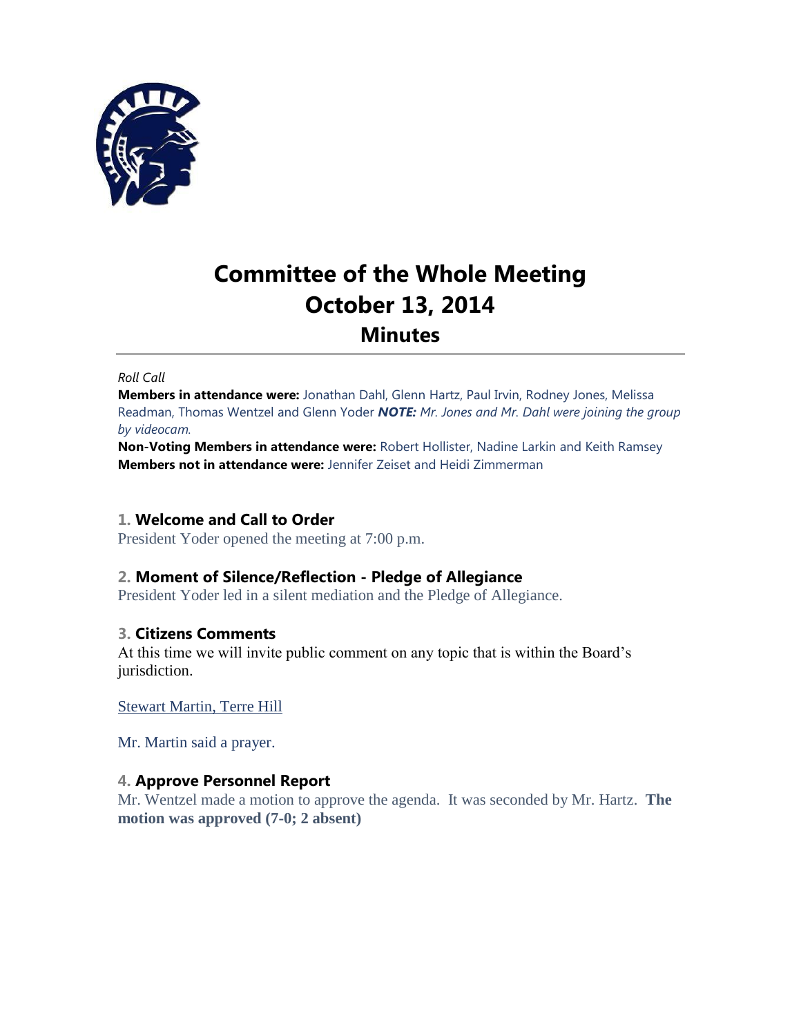# Committee of the Whole Meeting
# October 13, 2014
## Minutes

*Roll Call*

**Members in attendance were:** Jonathan Dahl, Glenn Hartz, Paul Irvin, Rodney Jones, Melissa Readman, Thomas Wentzel and Glenn Yoder ***NOTE:*** *Mr. Jones and Mr. Dahl were joining the group by videocam.*

**Non-Voting Members in attendance were:** Robert Hollister, Nadine Larkin and Keith Ramsey

**Members not in attendance were:** Jennifer Zeiset and Heidi Zimmerman

### 1. Welcome and Call to Order

President Yoder opened the meeting at 7:00 p.m.

### 2. Moment of Silence/Reflection - Pledge of Allegiance

President Yoder led in a silent mediation and the Pledge of Allegiance.

### 3. Citizens Comments

At this time we will invite public comment on any topic that is within the Board's jurisdiction.

Stewart Martin, Terre Hill

Mr. Martin said a prayer.

### 4. Approve Personnel Report

Mr. Wentzel made a motion to approve the agenda. It was seconded by Mr. Hartz. **The motion was approved (7-0; 2 absent)**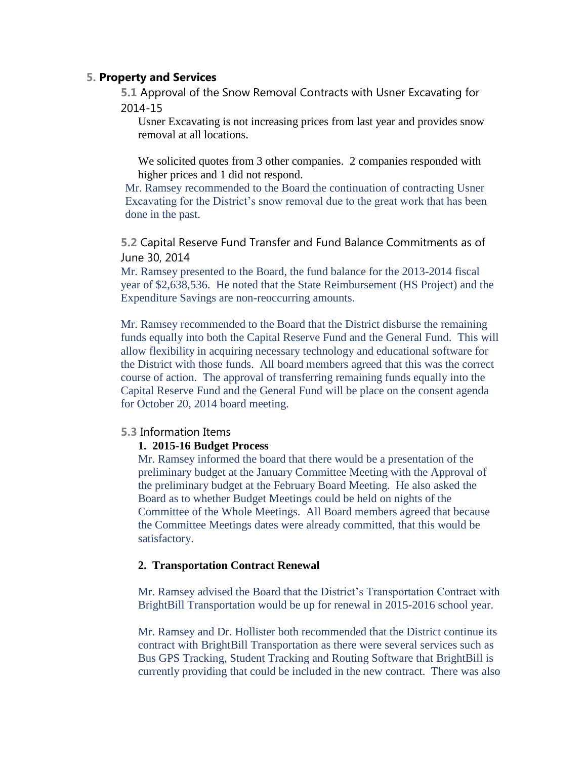## 5. Property and Services

### 5.1 Approval of the Snow Removal Contracts with Usner Excavating for 2014-15

Usner Excavating is not increasing prices from last year and provides snow removal at all locations.

We solicited quotes from 3 other companies. 2 companies responded with higher prices and 1 did not respond.

Mr. Ramsey recommended to the Board the continuation of contracting Usner Excavating for the District's snow removal due to the great work that has been done in the past.

### 5.2 Capital Reserve Fund Transfer and Fund Balance Commitments as of June 30, 2014

Mr. Ramsey presented to the Board, the fund balance for the 2013-2014 fiscal year of $2,638,536. He noted that the State Reimbursement (HS Project) and the Expenditure Savings are non-reoccurring amounts.

Mr. Ramsey recommended to the Board that the District disburse the remaining funds equally into both the Capital Reserve Fund and the General Fund. This will allow flexibility in acquiring necessary technology and educational software for the District with those funds. All board members agreed that this was the correct course of action. The approval of transferring remaining funds equally into the Capital Reserve Fund and the General Fund will be place on the consent agenda for October 20, 2014 board meeting.

### 5.3 Information Items

**1. 2015-16 Budget Process**

Mr. Ramsey informed the board that there would be a presentation of the preliminary budget at the January Committee Meeting with the Approval of the preliminary budget at the February Board Meeting. He also asked the Board as to whether Budget Meetings could be held on nights of the Committee of the Whole Meetings. All Board members agreed that because the Committee Meetings dates were already committed, that this would be satisfactory.

**2. Transportation Contract Renewal**

Mr. Ramsey advised the Board that the District's Transportation Contract with BrightBill Transportation would be up for renewal in 2015-2016 school year.

Mr. Ramsey and Dr. Hollister both recommended that the District continue its contract with BrightBill Transportation as there were several services such as Bus GPS Tracking, Student Tracking and Routing Software that BrightBill is currently providing that could be included in the new contract. There was also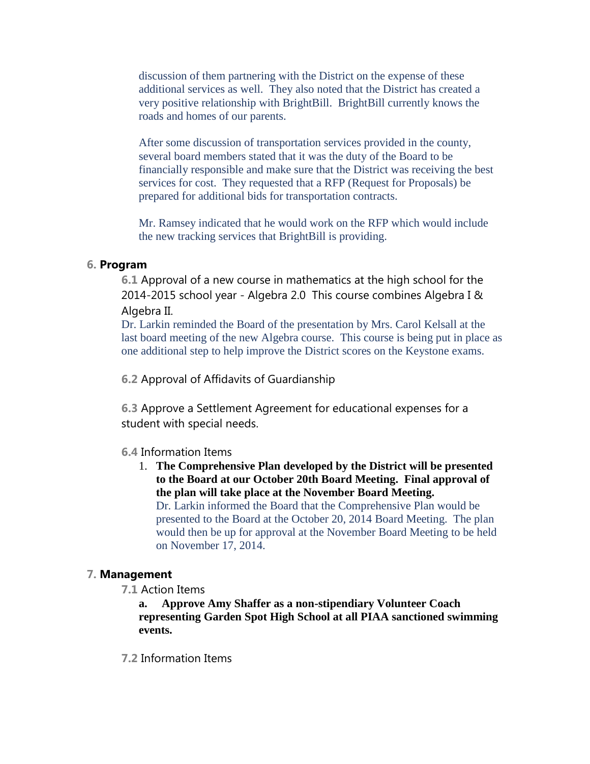discussion of them partnering with the District on the expense of these additional services as well. They also noted that the District has created a very positive relationship with BrightBill. BrightBill currently knows the roads and homes of our parents.

After some discussion of transportation services provided in the county, several board members stated that it was the duty of the Board to be financially responsible and make sure that the District was receiving the best services for cost. They requested that a RFP (Request for Proposals) be prepared for additional bids for transportation contracts.

Mr. Ramsey indicated that he would work on the RFP which would include the new tracking services that BrightBill is providing.

## 6. Program

**6.1** Approval of a new course in mathematics at the high school for the 2014-2015 school year - Algebra 2.0 This course combines Algebra I & Algebra II.

Dr. Larkin reminded the Board of the presentation by Mrs. Carol Kelsall at the last board meeting of the new Algebra course. This course is being put in place as one additional step to help improve the District scores on the Keystone exams.

**6.2** Approval of Affidavits of Guardianship

**6.3** Approve a Settlement Agreement for educational expenses for a student with special needs.

**6.4** Information Items

1. **The Comprehensive Plan developed by the District will be presented to the Board at our October 20th Board Meeting. Final approval of the plan will take place at the November Board Meeting.**
   Dr. Larkin informed the Board that the Comprehensive Plan would be presented to the Board at the October 20, 2014 Board Meeting. The plan would then be up for approval at the November Board Meeting to be held on November 17, 2014.

## 7. Management

**7.1** Action Items

**a. Approve Amy Shaffer as a non-stipendiary Volunteer Coach representing Garden Spot High School at all PIAA sanctioned swimming events.**

**7.2** Information Items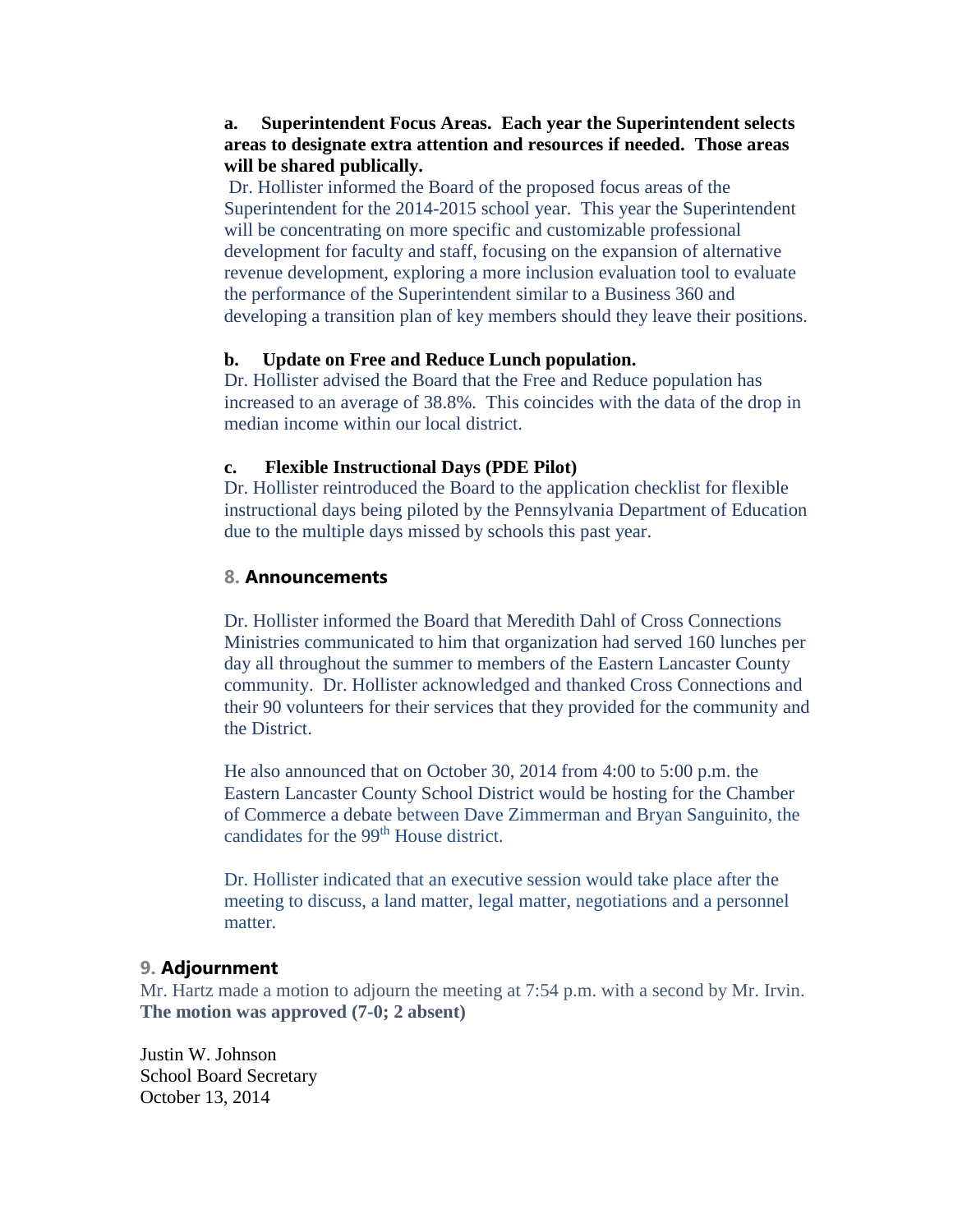**a. Superintendent Focus Areas. Each year the Superintendent selects areas to designate extra attention and resources if needed. Those areas will be shared publically.**

Dr. Hollister informed the Board of the proposed focus areas of the Superintendent for the 2014-2015 school year. This year the Superintendent will be concentrating on more specific and customizable professional development for faculty and staff, focusing on the expansion of alternative revenue development, exploring a more inclusion evaluation tool to evaluate the performance of the Superintendent similar to a Business 360 and developing a transition plan of key members should they leave their positions.

**b. Update on Free and Reduce Lunch population.**

Dr. Hollister advised the Board that the Free and Reduce population has increased to an average of 38.8%. This coincides with the data of the drop in median income within our local district.

**c. Flexible Instructional Days (PDE Pilot)**

Dr. Hollister reintroduced the Board to the application checklist for flexible instructional days being piloted by the Pennsylvania Department of Education due to the multiple days missed by schools this past year.

## 8. Announcements

Dr. Hollister informed the Board that Meredith Dahl of Cross Connections Ministries communicated to him that organization had served 160 lunches per day all throughout the summer to members of the Eastern Lancaster County community. Dr. Hollister acknowledged and thanked Cross Connections and their 90 volunteers for their services that they provided for the community and the District.

He also announced that on October 30, 2014 from 4:00 to 5:00 p.m. the Eastern Lancaster County School District would be hosting for the Chamber of Commerce a debate between Dave Zimmerman and Bryan Sanguinito, the candidates for the 99th House district.

Dr. Hollister indicated that an executive session would take place after the meeting to discuss, a land matter, legal matter, negotiations and a personnel matter.

## 9. Adjournment

Mr. Hartz made a motion to adjourn the meeting at 7:54 p.m. with a second by Mr. Irvin.
**The motion was approved (7-0; 2 absent)**

Justin W. Johnson
School Board Secretary
October 13, 2014